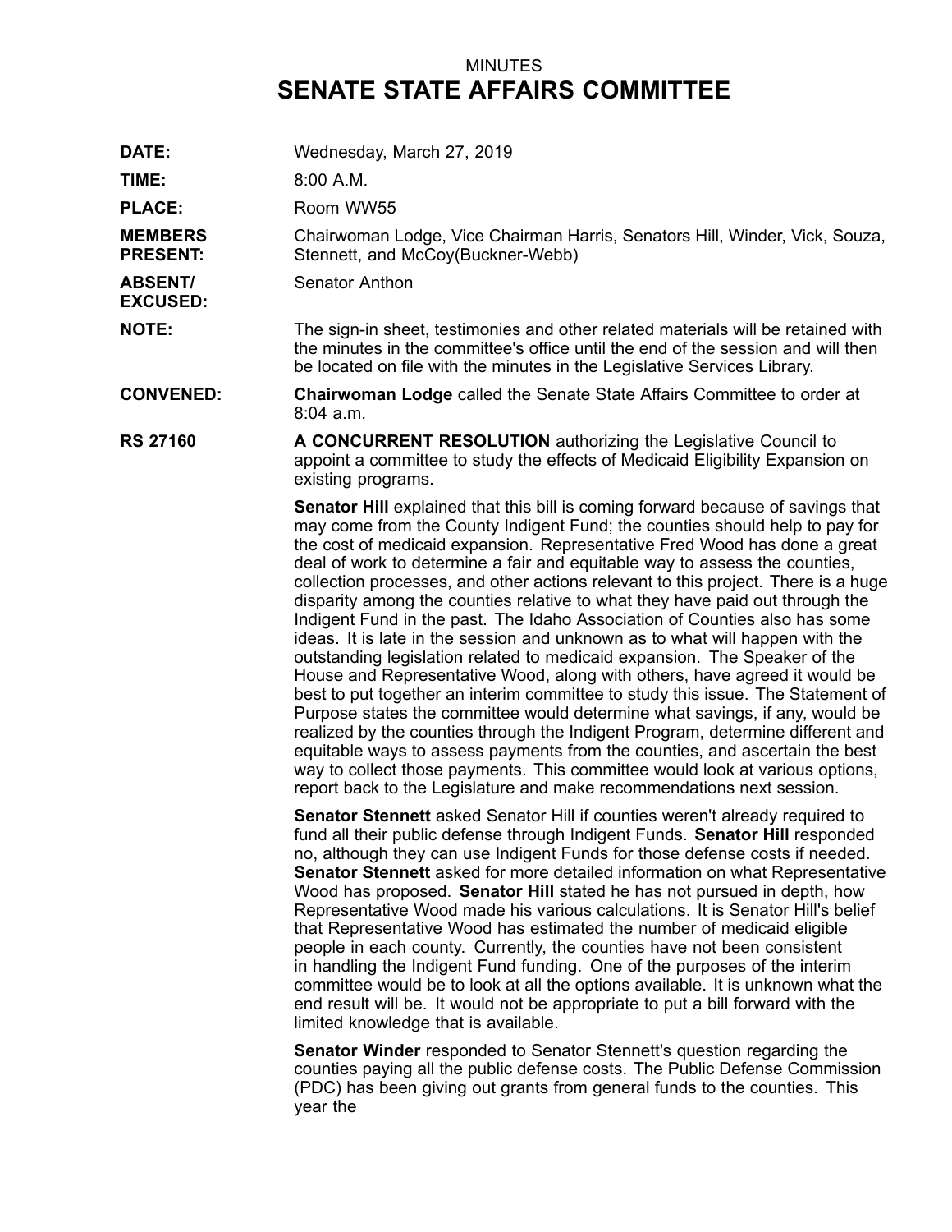MINUTES

# SENATE STATE AFFAIRS COMMITTEE

**DATE:** Wednesday, March 27, 2019

**TIME:** 8:00 A.M.

**PLACE:** Room WW55

**MEMBERS PRESENT:** Chairwoman Lodge, Vice Chairman Harris, Senators Hill, Winder, Vick, Souza, Stennett, and McCoy(Buckner-Webb)

**ABSENT/ EXCUSED:** Senator Anthon

**NOTE:** The sign-in sheet, testimonies and other related materials will be retained with the minutes in the committee's office until the end of the session and will then be located on file with the minutes in the Legislative Services Library.

**CONVENED:** **Chairwoman Lodge** called the Senate State Affairs Committee to order at 8:04 a.m.

**RS 27160** **A CONCURRENT RESOLUTION** authorizing the Legislative Council to appoint a committee to study the effects of Medicaid Eligibility Expansion on existing programs.

**Senator Hill** explained that this bill is coming forward because of savings that may come from the County Indigent Fund; the counties should help to pay for the cost of medicaid expansion. Representative Fred Wood has done a great deal of work to determine a fair and equitable way to assess the counties, collection processes, and other actions relevant to this project. There is a huge disparity among the counties relative to what they have paid out through the Indigent Fund in the past. The Idaho Association of Counties also has some ideas. It is late in the session and unknown as to what will happen with the outstanding legislation related to medicaid expansion. The Speaker of the House and Representative Wood, along with others, have agreed it would be best to put together an interim committee to study this issue. The Statement of Purpose states the committee would determine what savings, if any, would be realized by the counties through the Indigent Program, determine different and equitable ways to assess payments from the counties, and ascertain the best way to collect those payments. This committee would look at various options, report back to the Legislature and make recommendations next session.

**Senator Stennett** asked Senator Hill if counties weren't already required to fund all their public defense through Indigent Funds. **Senator Hill** responded no, although they can use Indigent Funds for those defense costs if needed. **Senator Stennett** asked for more detailed information on what Representative Wood has proposed. **Senator Hill** stated he has not pursued in depth, how Representative Wood made his various calculations. It is Senator Hill's belief that Representative Wood has estimated the number of medicaid eligible people in each county. Currently, the counties have not been consistent in handling the Indigent Fund funding. One of the purposes of the interim committee would be to look at all the options available. It is unknown what the end result will be. It would not be appropriate to put a bill forward with the limited knowledge that is available.

**Senator Winder** responded to Senator Stennett's question regarding the counties paying all the public defense costs. The Public Defense Commission (PDC) has been giving out grants from general funds to the counties. This year the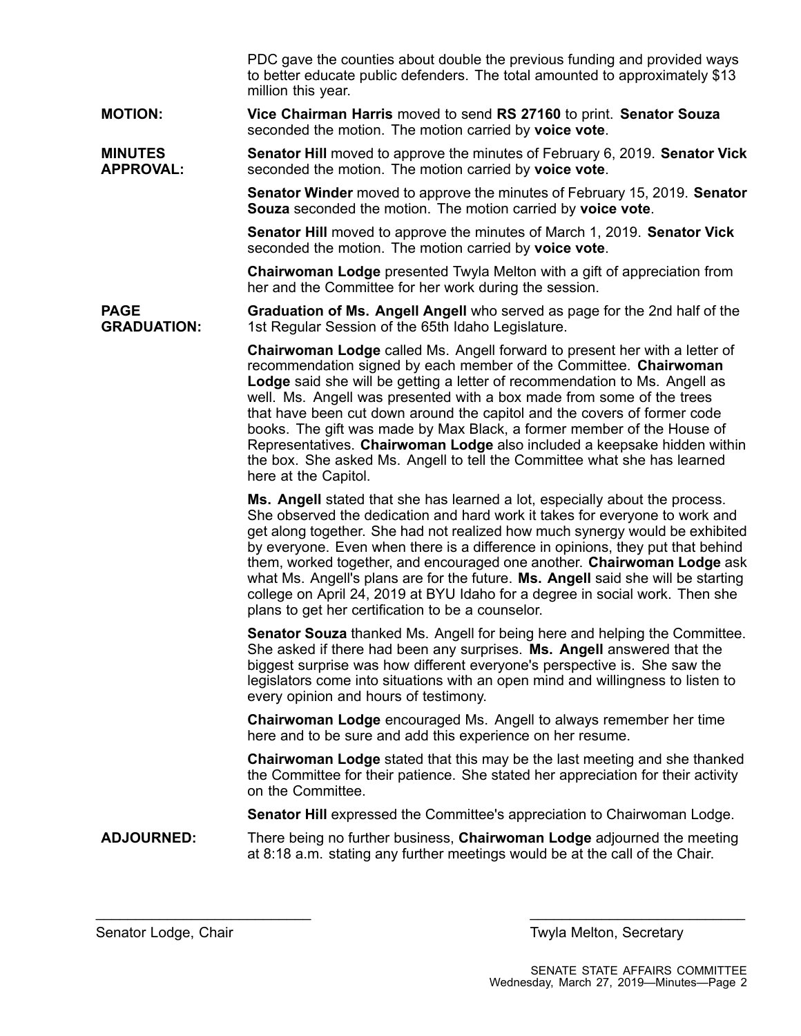PDC gave the counties about double the previous funding and provided ways to better educate public defenders. The total amounted to approximately $13 million this year.

**MOTION:** **Vice Chairman Harris** moved to send **RS 27160** to print. **Senator Souza** seconded the motion. The motion carried by **voice vote**.

**MINUTES APPROVAL:** **Senator Hill** moved to approve the minutes of February 6, 2019. **Senator Vick** seconded the motion. The motion carried by **voice vote**.

**Senator Winder** moved to approve the minutes of February 15, 2019. **Senator Souza** seconded the motion. The motion carried by **voice vote**.

**Senator Hill** moved to approve the minutes of March 1, 2019. **Senator Vick** seconded the motion. The motion carried by **voice vote**.

**Chairwoman Lodge** presented Twyla Melton with a gift of appreciation from her and the Committee for her work during the session.

**PAGE GRADUATION:** **Graduation of Ms. Angell Angell** who served as page for the 2nd half of the 1st Regular Session of the 65th Idaho Legislature.

**Chairwoman Lodge** called Ms. Angell forward to present her with a letter of recommendation signed by each member of the Committee. **Chairwoman Lodge** said she will be getting a letter of recommendation to Ms. Angell as well. Ms. Angell was presented with a box made from some of the trees that have been cut down around the capitol and the covers of former code books. The gift was made by Max Black, a former member of the House of Representatives. **Chairwoman Lodge** also included a keepsake hidden within the box. She asked Ms. Angell to tell the Committee what she has learned here at the Capitol.

**Ms. Angell** stated that she has learned a lot, especially about the process. She observed the dedication and hard work it takes for everyone to work and get along together. She had not realized how much synergy would be exhibited by everyone. Even when there is a difference in opinions, they put that behind them, worked together, and encouraged one another. **Chairwoman Lodge** ask what Ms. Angell's plans are for the future. **Ms. Angell** said she will be starting college on April 24, 2019 at BYU Idaho for a degree in social work. Then she plans to get her certification to be a counselor.

**Senator Souza** thanked Ms. Angell for being here and helping the Committee. She asked if there had been any surprises. **Ms. Angell** answered that the biggest surprise was how different everyone's perspective is. She saw the legislators come into situations with an open mind and willingness to listen to every opinion and hours of testimony.

**Chairwoman Lodge** encouraged Ms. Angell to always remember her time here and to be sure and add this experience on her resume.

**Chairwoman Lodge** stated that this may be the last meeting and she thanked the Committee for their patience. She stated her appreciation for their activity on the Committee.

**Senator Hill** expressed the Committee's appreciation to Chairwoman Lodge.

**ADJOURNED:** There being no further business, **Chairwoman Lodge** adjourned the meeting at 8:18 a.m. stating any further meetings would be at the call of the Chair.

___________________________ ___________________________

Senator Lodge, Chair Twyla Melton, Secretary